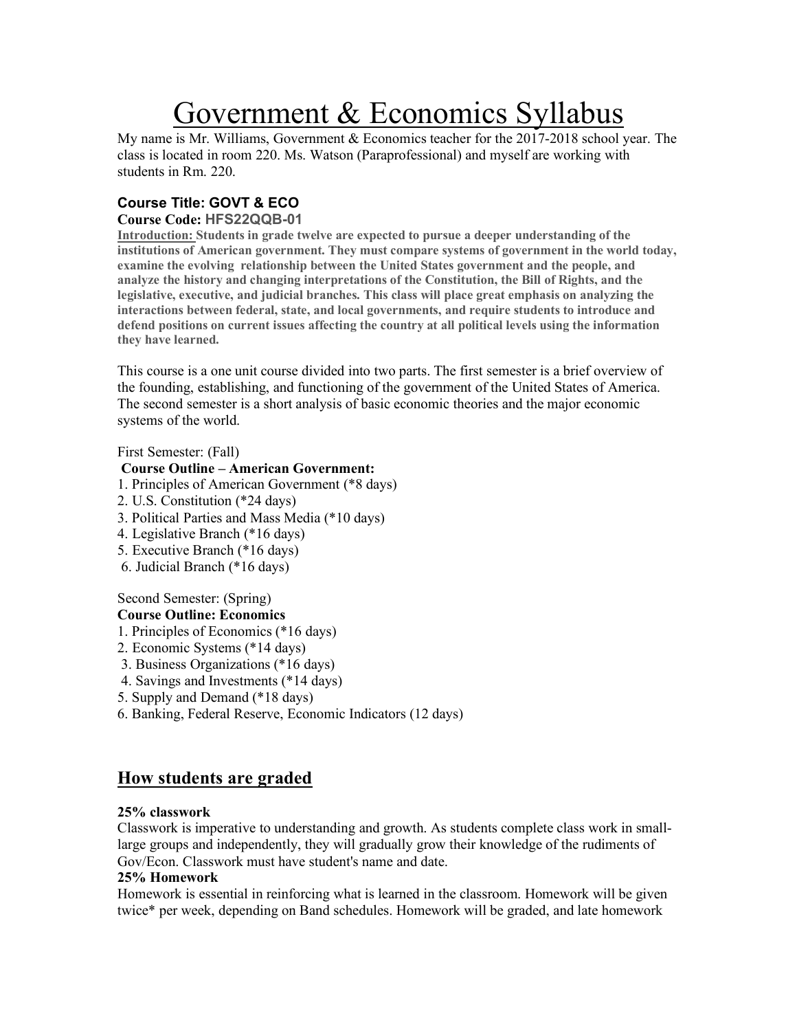# Government & Economics Syllabus

My name is Mr. Williams, Government & Economics teacher for the 2017-2018 school year. The class is located in room 220. Ms. Watson (Paraprofessional) and myself are working with students in Rm. 220.

### Course Title: GOVT & ECO

**Course Code: HFS22QQB-01**

**Introduction: Students in grade twelve are expected to pursue a deeper understanding of the institutions of American government. They must compare systems of government in the world today, examine the evolving relationship between the United States government and the people, and analyze the history and changing interpretations of the Constitution, the Bill of Rights, and the legislative, executive, and judicial branches. This class will place great emphasis on analyzing the interactions between federal, state, and local governments, and require students to introduce and defend positions on current issues affecting the country at all political levels using the information they have learned.**

This course is a one unit course divided into two parts. The first semester is a brief overview of the founding, establishing, and functioning of the government of the United States of America. The second semester is a short analysis of basic economic theories and the major economic systems of the world.

First Semester: (Fall)

**Course Outline – American Government:**

1. Principles of American Government (*8 days)
2. U.S. Constitution (*24 days)
3. Political Parties and Mass Media (*10 days)
4. Legislative Branch (*16 days)
5. Executive Branch (*16 days)
6. Judicial Branch (*16 days)

Second Semester: (Spring)

**Course Outline: Economics**

1. Principles of Economics (*16 days)
2. Economic Systems (*14 days)
3. Business Organizations (*16 days)
4. Savings and Investments (*14 days)
5. Supply and Demand (*18 days)
6. Banking, Federal Reserve, Economic Indicators (12 days)

## How students are graded

**25% classwork**

Classwork is imperative to understanding and growth. As students complete class work in small-large groups and independently, they will gradually grow their knowledge of the rudiments of Gov/Econ. Classwork must have student's name and date.

**25% Homework**

Homework is essential in reinforcing what is learned in the classroom. Homework will be given twice* per week, depending on Band schedules. Homework will be graded, and late homework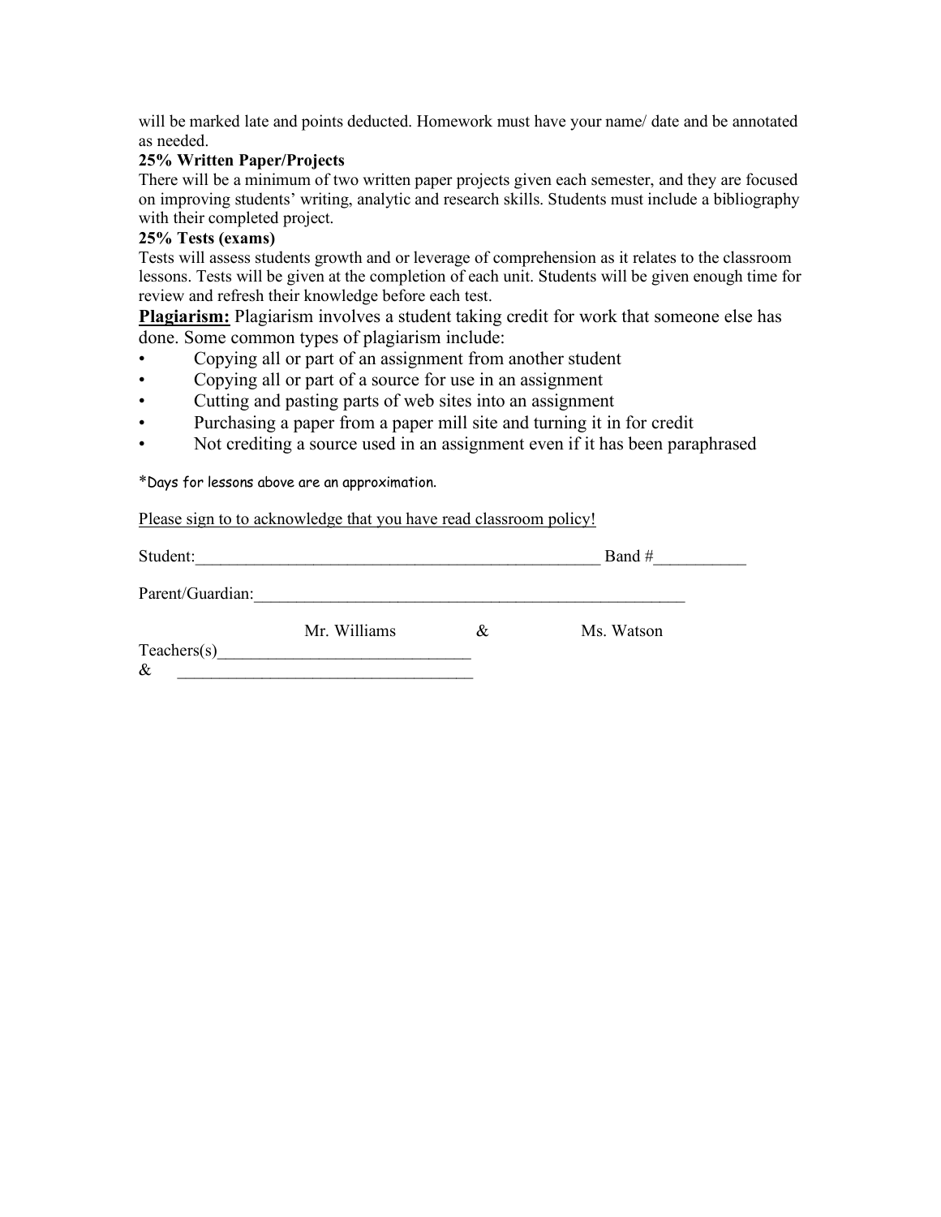will be marked late and points deducted. Homework must have your name/ date and be annotated as needed.

**25% Written Paper/Projects**

There will be a minimum of two written paper projects given each semester, and they are focused on improving students' writing, analytic and research skills. Students must include a bibliography with their completed project.

**25% Tests (exams)**

Tests will assess students growth and or leverage of comprehension as it relates to the classroom lessons. Tests will be given at the completion of each unit. Students will be given enough time for review and refresh their knowledge before each test.

**Plagiarism:** Plagiarism involves a student taking credit for work that someone else has done. Some common types of plagiarism include:

- Copying all or part of an assignment from another student
- Copying all or part of a source for use in an assignment
- Cutting and pasting parts of web sites into an assignment
- Purchasing a paper from a paper mill site and turning it in for credit
- Not crediting a source used in an assignment even if it has been paraphrased

*Days for lessons above are an approximation.

Please sign to to acknowledge that you have read classroom policy!

Student:_______________________________________________ Band #___________

Parent/Guardian:_____________________________________________________

Mr. Williams & Ms. Watson

Teachers(s)______________________________

& __________________________________